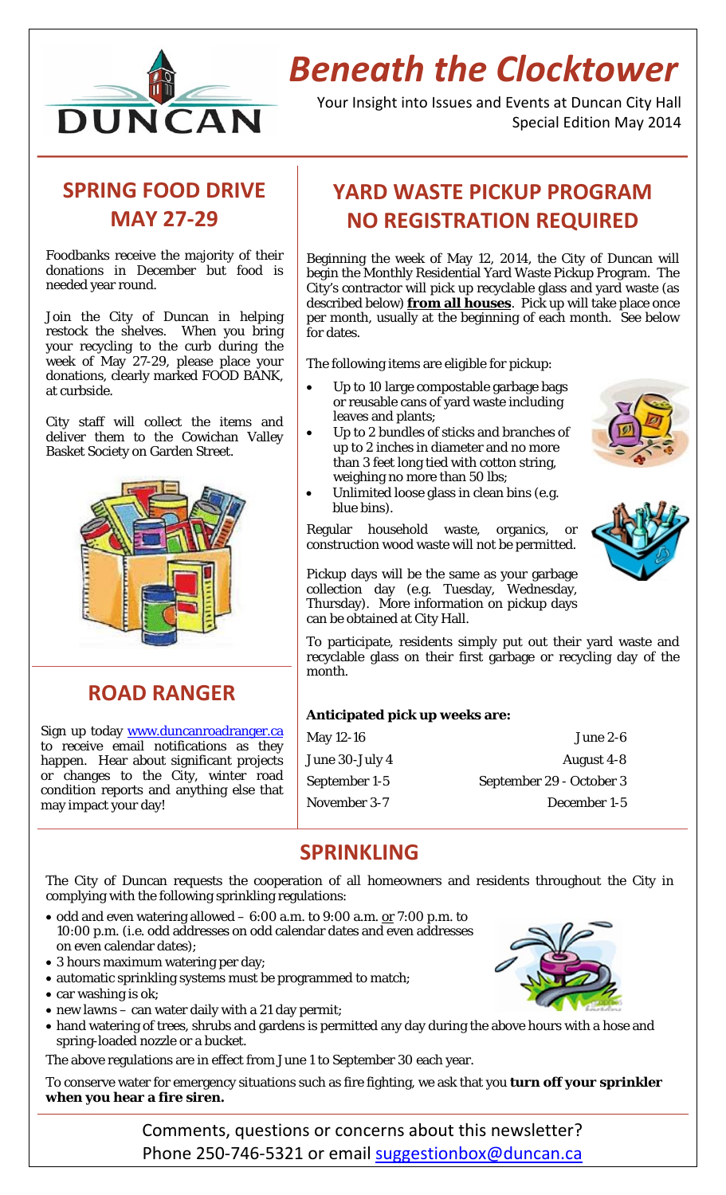# Beneath the Clocktower

Your Insight into Issues and Events at Duncan City Hall
Special Edition May 2014

## SPRING FOOD DRIVE MAY 27-29

Foodbanks receive the majority of their donations in December but food is needed year round.

Join the City of Duncan in helping restock the shelves. When you bring your recycling to the curb during the week of May 27-29, please place your donations, clearly marked FOOD BANK, at curbside.

City staff will collect the items and deliver them to the Cowichan Valley Basket Society on Garden Street.

## ROAD RANGER

Sign up today www.duncanroadranger.ca to receive email notifications as they happen. Hear about significant projects or changes to the City, winter road condition reports and anything else that may impact your day!

## YARD WASTE PICKUP PROGRAM NO REGISTRATION REQUIRED

Beginning the week of May 12, 2014, the City of Duncan will begin the Monthly Residential Yard Waste Pickup Program. The City's contractor will pick up recyclable glass and yard waste (as described below) **from all houses**. Pick up will take place once per month, usually at the beginning of each month. See below for dates.

The following items are eligible for pickup:

- Up to 10 large compostable garbage bags or reusable cans of yard waste including leaves and plants;
- Up to 2 bundles of sticks and branches of up to 2 inches in diameter and no more than 3 feet long tied with cotton string, weighing no more than 50 lbs;
- Unlimited loose glass in clean bins (e.g. blue bins).

Regular household waste, organics, or construction wood waste will not be permitted.

Pickup days will be the same as your garbage collection day (e.g. Tuesday, Wednesday, Thursday). More information on pickup days can be obtained at City Hall.

To participate, residents simply put out their yard waste and recyclable glass on their first garbage or recycling day of the month.

**Anticipated pick up weeks are:**

| | |
|---|---|
| May 12-16 | June 2-6 |
| June 30-July 4 | August 4-8 |
| September 1-5 | September 29 - October 3 |
| November 3-7 | December 1-5 |

## SPRINKLING

The City of Duncan requests the cooperation of all homeowners and residents throughout the City in complying with the following sprinkling regulations:

- odd and even watering allowed – 6:00 a.m. to 9:00 a.m. or 7:00 p.m. to 10:00 p.m. (i.e. odd addresses on odd calendar dates and even addresses on even calendar dates);
- 3 hours maximum watering per day;
- automatic sprinkling systems must be programmed to match;
- car washing is ok;
- new lawns – can water daily with a 21 day permit;
- hand watering of trees, shrubs and gardens is permitted any day during the above hours with a hose and spring-loaded nozzle or a bucket.

The above regulations are in effect from June 1 to September 30 each year.

To conserve water for emergency situations such as fire fighting, we ask that you **turn off your sprinkler when you hear a fire siren.**

Comments, questions or concerns about this newsletter?
Phone 250-746-5321 or email suggestionbox@duncan.ca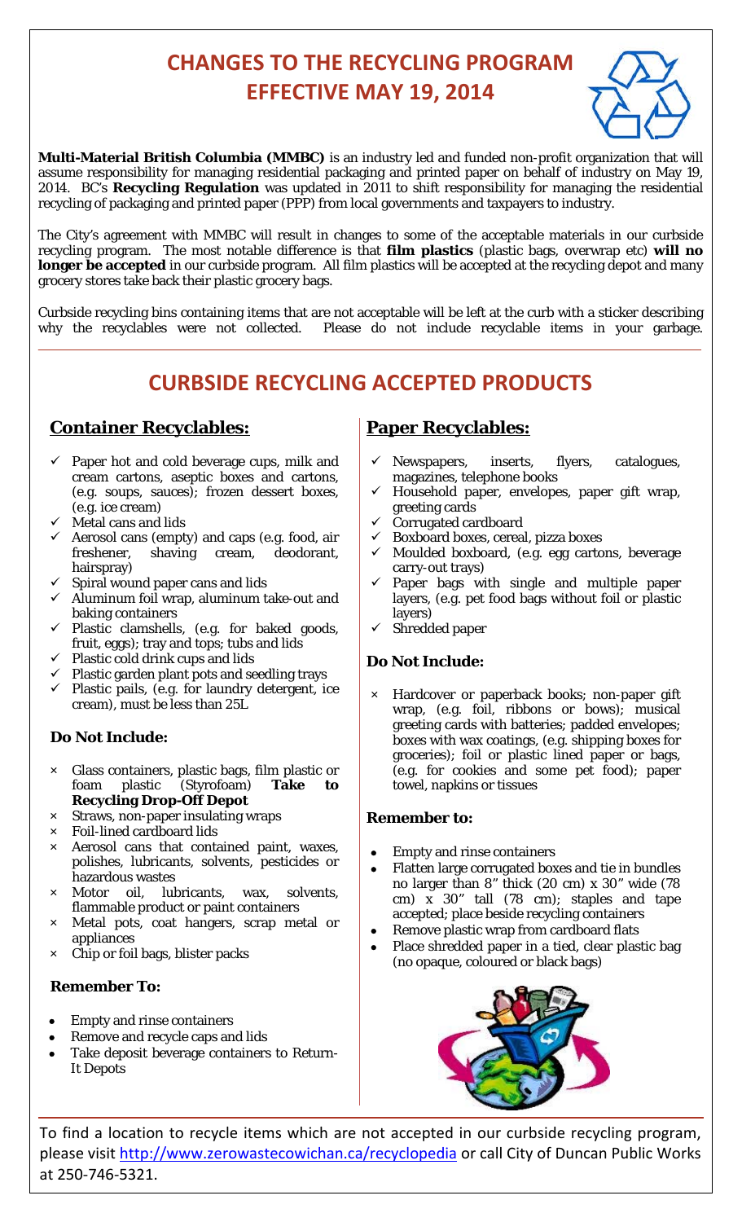# CHANGES TO THE RECYCLING PROGRAM EFFECTIVE MAY 19, 2014

**Multi-Material British Columbia (MMBC)** is an industry led and funded non-profit organization that will assume responsibility for managing residential packaging and printed paper on behalf of industry on May 19, 2014. BC's **Recycling Regulation** was updated in 2011 to shift responsibility for managing the residential recycling of packaging and printed paper (PPP) from local governments and taxpayers to industry.

The City's agreement with MMBC will result in changes to some of the acceptable materials in our curbside recycling program. The most notable difference is that **film plastics** (plastic bags, overwrap etc) **will no longer be accepted** in our curbside program. All film plastics will be accepted at the recycling depot and many grocery stores take back their plastic grocery bags.

Curbside recycling bins containing items that are not acceptable will be left at the curb with a sticker describing why the recyclables were not collected. Please do not include recyclable items in your garbage.

# CURBSIDE RECYCLING ACCEPTED PRODUCTS

## Container Recyclables:

- ✓ Paper hot and cold beverage cups, milk and cream cartons, aseptic boxes and cartons, (e.g. soups, sauces); frozen dessert boxes, (e.g. ice cream)
- ✓ Metal cans and lids
- ✓ Aerosol cans (empty) and caps (e.g. food, air freshener, shaving cream, deodorant, hairspray)
- ✓ Spiral wound paper cans and lids
- ✓ Aluminum foil wrap, aluminum take-out and baking containers
- ✓ Plastic clamshells, (e.g. for baked goods, fruit, eggs); tray and tops; tubs and lids
- ✓ Plastic cold drink cups and lids
- ✓ Plastic garden plant pots and seedling trays
- ✓ Plastic pails, (e.g. for laundry detergent, ice cream), must be less than 25L

### Do Not Include:

- × Glass containers, plastic bags, film plastic or foam plastic (Styrofoam) **Take to Recycling Drop-Off Depot**
- × Straws, non-paper insulating wraps
- × Foil-lined cardboard lids
- × Aerosol cans that contained paint, waxes, polishes, lubricants, solvents, pesticides or hazardous wastes
- × Motor oil, lubricants, wax, solvents, flammable product or paint containers
- × Metal pots, coat hangers, scrap metal or appliances
- × Chip or foil bags, blister packs

### Remember To:

- Empty and rinse containers
- Remove and recycle caps and lids
- Take deposit beverage containers to Return-It Depots

## Paper Recyclables:

- ✓ Newspapers, inserts, flyers, catalogues, magazines, telephone books
- ✓ Household paper, envelopes, paper gift wrap, greeting cards
- ✓ Corrugated cardboard
- ✓ Boxboard boxes, cereal, pizza boxes
- ✓ Moulded boxboard, (e.g. egg cartons, beverage carry-out trays)
- ✓ Paper bags with single and multiple paper layers, (e.g. pet food bags without foil or plastic layers)
- ✓ Shredded paper

### Do Not Include:

- × Hardcover or paperback books; non-paper gift wrap, (e.g. foil, ribbons or bows); musical greeting cards with batteries; padded envelopes; boxes with wax coatings, (e.g. shipping boxes for groceries); foil or plastic lined paper or bags, (e.g. for cookies and some pet food); paper towel, napkins or tissues

### Remember to:

- Empty and rinse containers
- Flatten large corrugated boxes and tie in bundles no larger than 8" thick (20 cm) x 30" wide (78 cm) x 30" tall (78 cm); staples and tape accepted; place beside recycling containers
- Remove plastic wrap from cardboard flats
- Place shredded paper in a tied, clear plastic bag (no opaque, coloured or black bags)

To find a location to recycle items which are not accepted in our curbside recycling program, please visit http://www.zerowastecowichan.ca/recyclopedia or call City of Duncan Public Works at 250-746-5321.